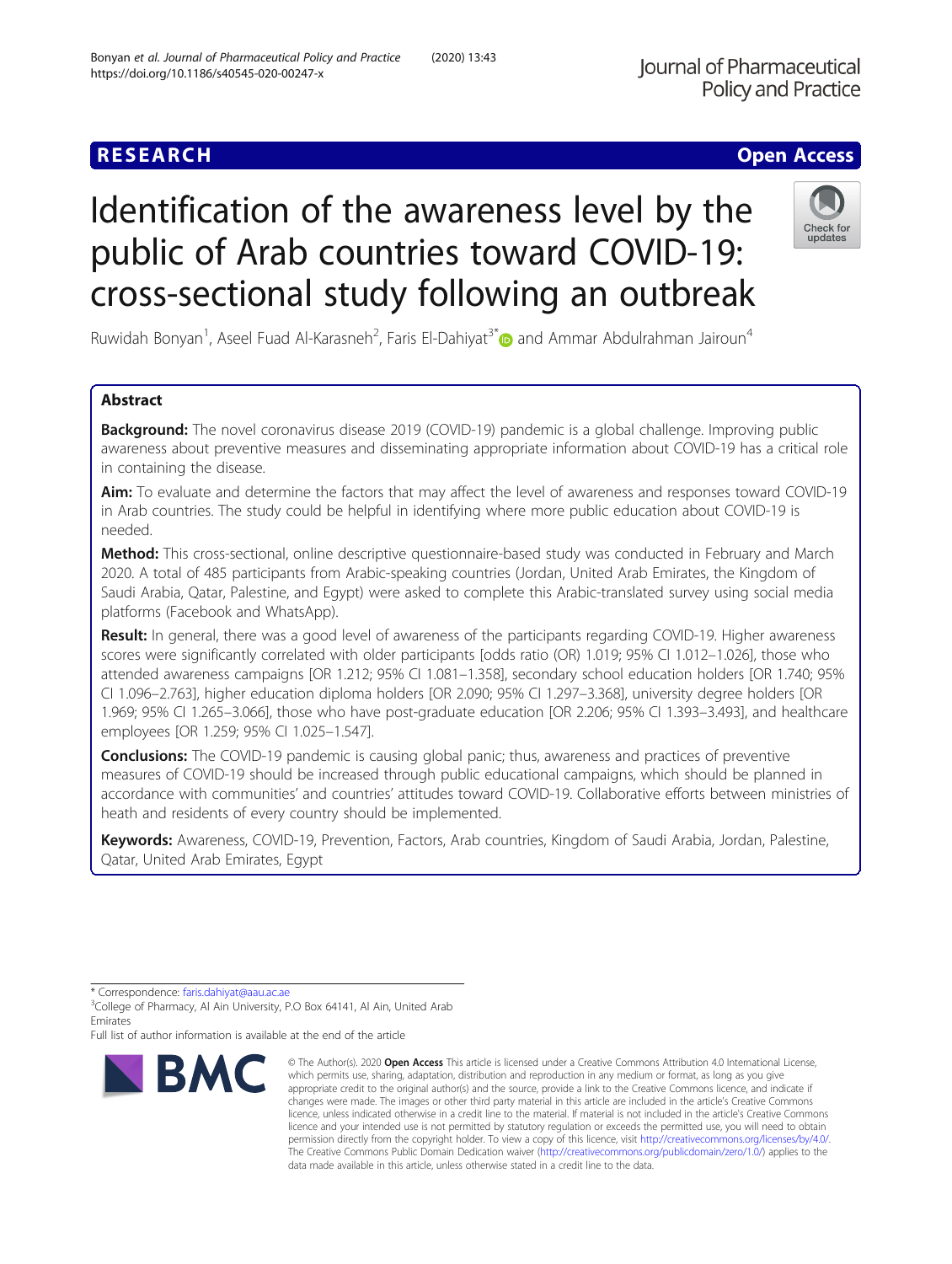RESEARCH

Open Access

# Identification of the awareness level by the public of Arab countries toward COVID-19: cross-sectional study following an outbreak

Ruwidah Bonyan[1], Aseel Fuad Al-Karasneh[2], Faris El-Dahiyat[3*] and Ammar Abdulrahman Jairoun[4]

## Abstract

**Background:** The novel coronavirus disease 2019 (COVID-19) pandemic is a global challenge. Improving public awareness about preventive measures and disseminating appropriate information about COVID-19 has a critical role in containing the disease.

**Aim:** To evaluate and determine the factors that may affect the level of awareness and responses toward COVID-19 in Arab countries. The study could be helpful in identifying where more public education about COVID-19 is needed.

**Method:** This cross-sectional, online descriptive questionnaire-based study was conducted in February and March 2020. A total of 485 participants from Arabic-speaking countries (Jordan, United Arab Emirates, the Kingdom of Saudi Arabia, Qatar, Palestine, and Egypt) were asked to complete this Arabic-translated survey using social media platforms (Facebook and WhatsApp).

**Result:** In general, there was a good level of awareness of the participants regarding COVID-19. Higher awareness scores were significantly correlated with older participants [odds ratio (OR) 1.019; 95% CI 1.012–1.026], those who attended awareness campaigns [OR 1.212; 95% CI 1.081–1.358], secondary school education holders [OR 1.740; 95% CI 1.096–2.763], higher education diploma holders [OR 2.090; 95% CI 1.297–3.368], university degree holders [OR 1.969; 95% CI 1.265–3.066], those who have post-graduate education [OR 2.206; 95% CI 1.393–3.493], and healthcare employees [OR 1.259; 95% CI 1.025–1.547].

**Conclusions:** The COVID-19 pandemic is causing global panic; thus, awareness and practices of preventive measures of COVID-19 should be increased through public educational campaigns, which should be planned in accordance with communities' and countries' attitudes toward COVID-19. Collaborative efforts between ministries of heath and residents of every country should be implemented.

**Keywords:** Awareness, COVID-19, Prevention, Factors, Arab countries, Kingdom of Saudi Arabia, Jordan, Palestine, Qatar, United Arab Emirates, Egypt

* Correspondence: faris.dahiyat@aau.ac.ae
[3]College of Pharmacy, Al Ain University, P.O Box 64141, Al Ain, United Arab Emirates
Full list of author information is available at the end of the article

© The Author(s). 2020 **Open Access** This article is licensed under a Creative Commons Attribution 4.0 International License, which permits use, sharing, adaptation, distribution and reproduction in any medium or format, as long as you give appropriate credit to the original author(s) and the source, provide a link to the Creative Commons licence, and indicate if changes were made. The images or other third party material in this article are included in the article's Creative Commons licence, unless indicated otherwise in a credit line to the material. If material is not included in the article's Creative Commons licence and your intended use is not permitted by statutory regulation or exceeds the permitted use, you will need to obtain permission directly from the copyright holder. To view a copy of this licence, visit http://creativecommons.org/licenses/by/4.0/. The Creative Commons Public Domain Dedication waiver (http://creativecommons.org/publicdomain/zero/1.0/) applies to the data made available in this article, unless otherwise stated in a credit line to the data.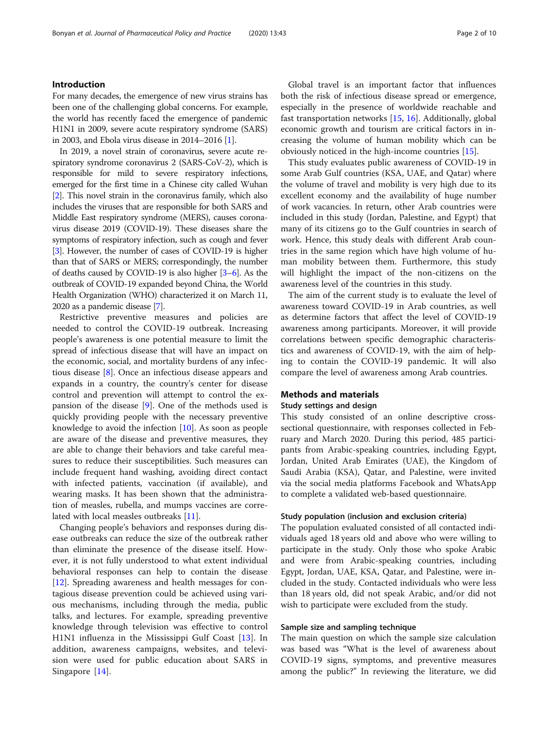## Introduction

For many decades, the emergence of new virus strains has been one of the challenging global concerns. For example, the world has recently faced the emergence of pandemic H1N1 in 2009, severe acute respiratory syndrome (SARS) in 2003, and Ebola virus disease in 2014–2016 [1].

In 2019, a novel strain of coronavirus, severe acute respiratory syndrome coronavirus 2 (SARS-CoV-2), which is responsible for mild to severe respiratory infections, emerged for the first time in a Chinese city called Wuhan [2]. This novel strain in the coronavirus family, which also includes the viruses that are responsible for both SARS and Middle East respiratory syndrome (MERS), causes coronavirus disease 2019 (COVID-19). These diseases share the symptoms of respiratory infection, such as cough and fever [3]. However, the number of cases of COVID-19 is higher than that of SARS or MERS; correspondingly, the number of deaths caused by COVID-19 is also higher [3–6]. As the outbreak of COVID-19 expanded beyond China, the World Health Organization (WHO) characterized it on March 11, 2020 as a pandemic disease [7].

Restrictive preventive measures and policies are needed to control the COVID-19 outbreak. Increasing people's awareness is one potential measure to limit the spread of infectious disease that will have an impact on the economic, social, and mortality burdens of any infectious disease [8]. Once an infectious disease appears and expands in a country, the country's center for disease control and prevention will attempt to control the expansion of the disease [9]. One of the methods used is quickly providing people with the necessary preventive knowledge to avoid the infection [10]. As soon as people are aware of the disease and preventive measures, they are able to change their behaviors and take careful measures to reduce their susceptibilities. Such measures can include frequent hand washing, avoiding direct contact with infected patients, vaccination (if available), and wearing masks. It has been shown that the administration of measles, rubella, and mumps vaccines are correlated with local measles outbreaks [11].

Changing people's behaviors and responses during disease outbreaks can reduce the size of the outbreak rather than eliminate the presence of the disease itself. However, it is not fully understood to what extent individual behavioral responses can help to contain the disease [12]. Spreading awareness and health messages for contagious disease prevention could be achieved using various mechanisms, including through the media, public talks, and lectures. For example, spreading preventive knowledge through television was effective to control H1N1 influenza in the Mississippi Gulf Coast [13]. In addition, awareness campaigns, websites, and television were used for public education about SARS in Singapore [14].

Global travel is an important factor that influences both the risk of infectious disease spread or emergence, especially in the presence of worldwide reachable and fast transportation networks [15, 16]. Additionally, global economic growth and tourism are critical factors in increasing the volume of human mobility which can be obviously noticed in the high-income countries [15].

This study evaluates public awareness of COVID-19 in some Arab Gulf countries (KSA, UAE, and Qatar) where the volume of travel and mobility is very high due to its excellent economy and the availability of huge number of work vacancies. In return, other Arab countries were included in this study (Jordan, Palestine, and Egypt) that many of its citizens go to the Gulf countries in search of work. Hence, this study deals with different Arab countries in the same region which have high volume of human mobility between them. Furthermore, this study will highlight the impact of the non-citizens on the awareness level of the countries in this study.

The aim of the current study is to evaluate the level of awareness toward COVID-19 in Arab countries, as well as determine factors that affect the level of COVID-19 awareness among participants. Moreover, it will provide correlations between specific demographic characteristics and awareness of COVID-19, with the aim of helping to contain the COVID-19 pandemic. It will also compare the level of awareness among Arab countries.

## Methods and materials

### Study settings and design

This study consisted of an online descriptive cross-sectional questionnaire, with responses collected in February and March 2020. During this period, 485 participants from Arabic-speaking countries, including Egypt, Jordan, United Arab Emirates (UAE), the Kingdom of Saudi Arabia (KSA), Qatar, and Palestine, were invited via the social media platforms Facebook and WhatsApp to complete a validated web-based questionnaire.

### Study population (inclusion and exclusion criteria)

The population evaluated consisted of all contacted individuals aged 18 years old and above who were willing to participate in the study. Only those who spoke Arabic and were from Arabic-speaking countries, including Egypt, Jordan, UAE, KSA, Qatar, and Palestine, were included in the study. Contacted individuals who were less than 18 years old, did not speak Arabic, and/or did not wish to participate were excluded from the study.

### Sample size and sampling technique

The main question on which the sample size calculation was based was "What is the level of awareness about COVID-19 signs, symptoms, and preventive measures among the public?" In reviewing the literature, we did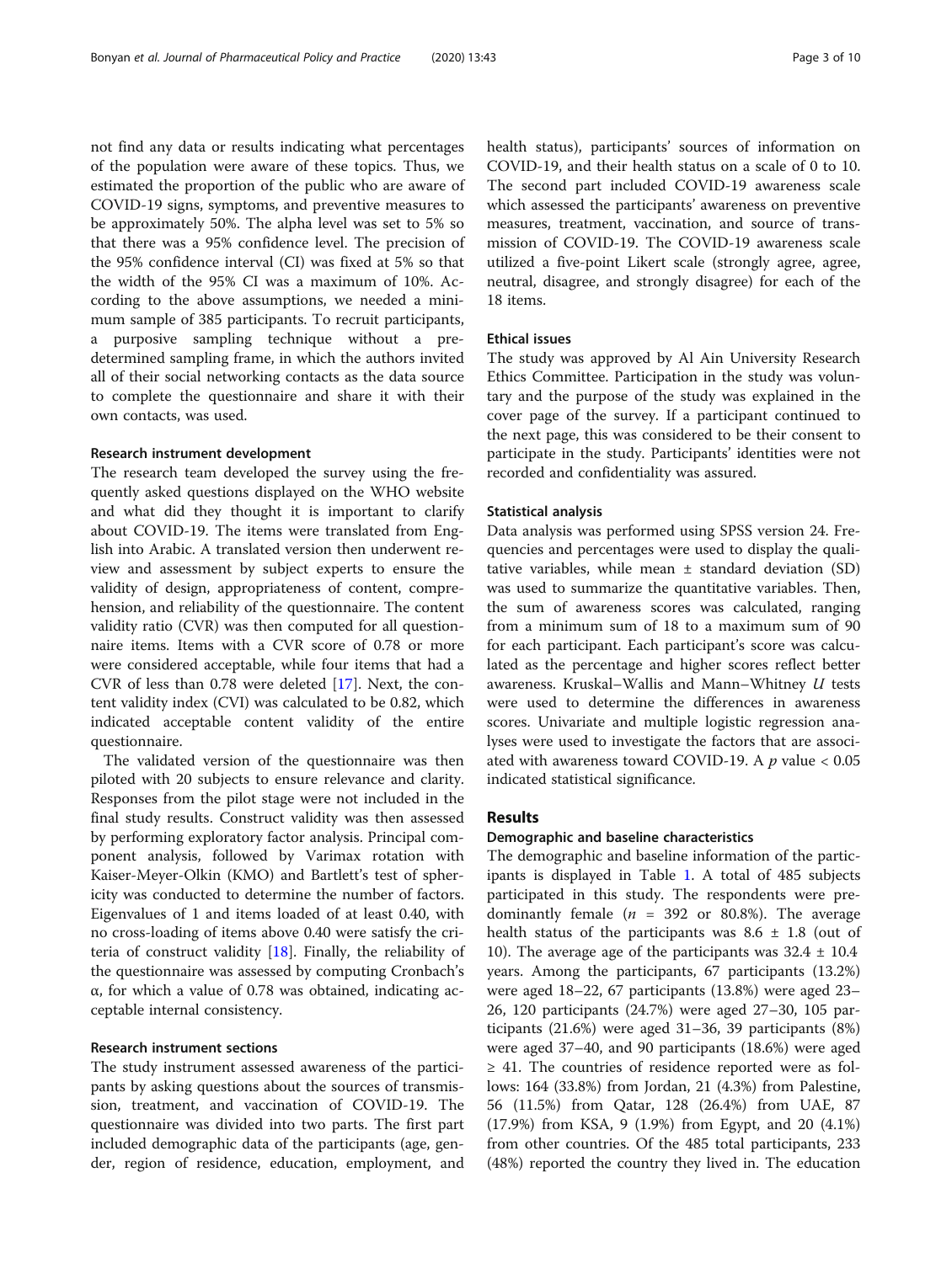not find any data or results indicating what percentages of the population were aware of these topics. Thus, we estimated the proportion of the public who are aware of COVID-19 signs, symptoms, and preventive measures to be approximately 50%. The alpha level was set to 5% so that there was a 95% confidence level. The precision of the 95% confidence interval (CI) was fixed at 5% so that the width of the 95% CI was a maximum of 10%. According to the above assumptions, we needed a minimum sample of 385 participants. To recruit participants, a purposive sampling technique without a predetermined sampling frame, in which the authors invited all of their social networking contacts as the data source to complete the questionnaire and share it with their own contacts, was used.

### Research instrument development

The research team developed the survey using the frequently asked questions displayed on the WHO website and what did they thought it is important to clarify about COVID-19. The items were translated from English into Arabic. A translated version then underwent review and assessment by subject experts to ensure the validity of design, appropriateness of content, comprehension, and reliability of the questionnaire. The content validity ratio (CVR) was then computed for all questionnaire items. Items with a CVR score of 0.78 or more were considered acceptable, while four items that had a CVR of less than 0.78 were deleted [17]. Next, the content validity index (CVI) was calculated to be 0.82, which indicated acceptable content validity of the entire questionnaire.

The validated version of the questionnaire was then piloted with 20 subjects to ensure relevance and clarity. Responses from the pilot stage were not included in the final study results. Construct validity was then assessed by performing exploratory factor analysis. Principal component analysis, followed by Varimax rotation with Kaiser-Meyer-Olkin (KMO) and Bartlett's test of sphericity was conducted to determine the number of factors. Eigenvalues of 1 and items loaded of at least 0.40, with no cross-loading of items above 0.40 were satisfy the criteria of construct validity [18]. Finally, the reliability of the questionnaire was assessed by computing Cronbach's α, for which a value of 0.78 was obtained, indicating acceptable internal consistency.

### Research instrument sections

The study instrument assessed awareness of the participants by asking questions about the sources of transmission, treatment, and vaccination of COVID-19. The questionnaire was divided into two parts. The first part included demographic data of the participants (age, gender, region of residence, education, employment, and health status), participants' sources of information on COVID-19, and their health status on a scale of 0 to 10. The second part included COVID-19 awareness scale which assessed the participants' awareness on preventive measures, treatment, vaccination, and source of transmission of COVID-19. The COVID-19 awareness scale utilized a five-point Likert scale (strongly agree, agree, neutral, disagree, and strongly disagree) for each of the 18 items.

### Ethical issues

The study was approved by Al Ain University Research Ethics Committee. Participation in the study was voluntary and the purpose of the study was explained in the cover page of the survey. If a participant continued to the next page, this was considered to be their consent to participate in the study. Participants' identities were not recorded and confidentiality was assured.

### Statistical analysis

Data analysis was performed using SPSS version 24. Frequencies and percentages were used to display the qualitative variables, while mean ± standard deviation (SD) was used to summarize the quantitative variables. Then, the sum of awareness scores was calculated, ranging from a minimum sum of 18 to a maximum sum of 90 for each participant. Each participant's score was calculated as the percentage and higher scores reflect better awareness. Kruskal–Wallis and Mann–Whitney *U* tests were used to determine the differences in awareness scores. Univariate and multiple logistic regression analyses were used to investigate the factors that are associated with awareness toward COVID-19. A $p$ value < 0.05 indicated statistical significance.

## Results

### Demographic and baseline characteristics

The demographic and baseline information of the participants is displayed in Table 1. A total of 485 subjects participated in this study. The respondents were predominantly female ($n$ = 392 or 80.8%). The average health status of the participants was 8.6 ± 1.8 (out of 10). The average age of the participants was 32.4 ± 10.4 years. Among the participants, 67 participants (13.2%) were aged 18–22, 67 participants (13.8%) were aged 23–26, 120 participants (24.7%) were aged 27–30, 105 participants (21.6%) were aged 31–36, 39 participants (8%) were aged 37–40, and 90 participants (18.6%) were aged ≥ 41. The countries of residence reported were as follows: 164 (33.8%) from Jordan, 21 (4.3%) from Palestine, 56 (11.5%) from Qatar, 128 (26.4%) from UAE, 87 (17.9%) from KSA, 9 (1.9%) from Egypt, and 20 (4.1%) from other countries. Of the 485 total participants, 233 (48%) reported the country they lived in. The education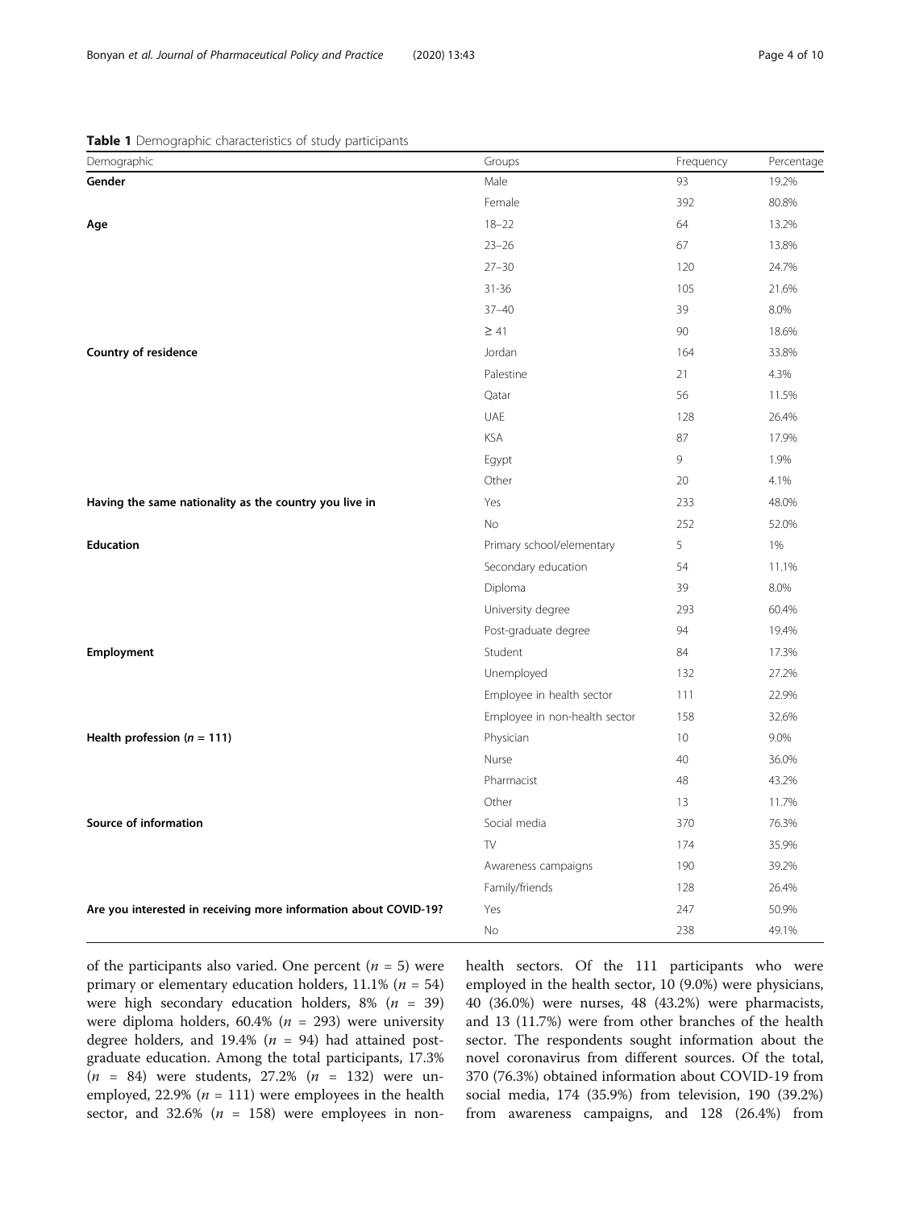**Table 1** Demographic characteristics of study participants

| Demographic | Groups | Frequency | Percentage |
|---|---|---|---|
| **Gender** | Male | 93 | 19.2% |
| | Female | 392 | 80.8% |
| **Age** | 18–22 | 64 | 13.2% |
| | 23–26 | 67 | 13.8% |
| | 27–30 | 120 | 24.7% |
| | 31-36 | 105 | 21.6% |
| | 37–40 | 39 | 8.0% |
| | ≥ 41 | 90 | 18.6% |
| **Country of residence** | Jordan | 164 | 33.8% |
| | Palestine | 21 | 4.3% |
| | Qatar | 56 | 11.5% |
| | UAE | 128 | 26.4% |
| | KSA | 87 | 17.9% |
| | Egypt | 9 | 1.9% |
| | Other | 20 | 4.1% |
| **Having the same nationality as the country you live in** | Yes | 233 | 48.0% |
| | No | 252 | 52.0% |
| **Education** | Primary school/elementary | 5 | 1% |
| | Secondary education | 54 | 11.1% |
| | Diploma | 39 | 8.0% |
| | University degree | 293 | 60.4% |
| | Post-graduate degree | 94 | 19.4% |
| **Employment** | Student | 84 | 17.3% |
| | Unemployed | 132 | 27.2% |
| | Employee in health sector | 111 | 22.9% |
| | Employee in non-health sector | 158 | 32.6% |
| **Health profession (*n* = 111)** | Physician | 10 | 9.0% |
| | Nurse | 40 | 36.0% |
| | Pharmacist | 48 | 43.2% |
| | Other | 13 | 11.7% |
| **Source of information** | Social media | 370 | 76.3% |
| | TV | 174 | 35.9% |
| | Awareness campaigns | 190 | 39.2% |
| | Family/friends | 128 | 26.4% |
| **Are you interested in receiving more information about COVID-19?** | Yes | 247 | 50.9% |
| | No | 238 | 49.1% |

of the participants also varied. One percent ($n$ = 5) were primary or elementary education holders, 11.1% ($n$ = 54) were high secondary education holders, 8% ($n$ = 39) were diploma holders, 60.4% ($n$ = 293) were university degree holders, and 19.4% ($n$ = 94) had attained post-graduate education. Among the total participants, 17.3% ($n$ = 84) were students, 27.2% ($n$ = 132) were unemployed, 22.9% ($n$ = 111) were employees in the health sector, and 32.6% ($n$ = 158) were employees in non-health sectors. Of the 111 participants who were employed in the health sector, 10 (9.0%) were physicians, 40 (36.0%) were nurses, 48 (43.2%) were pharmacists, and 13 (11.7%) were from other branches of the health sector. The respondents sought information about the novel coronavirus from different sources. Of the total, 370 (76.3%) obtained information about COVID-19 from social media, 174 (35.9%) from television, 190 (39.2%) from awareness campaigns, and 128 (26.4%) from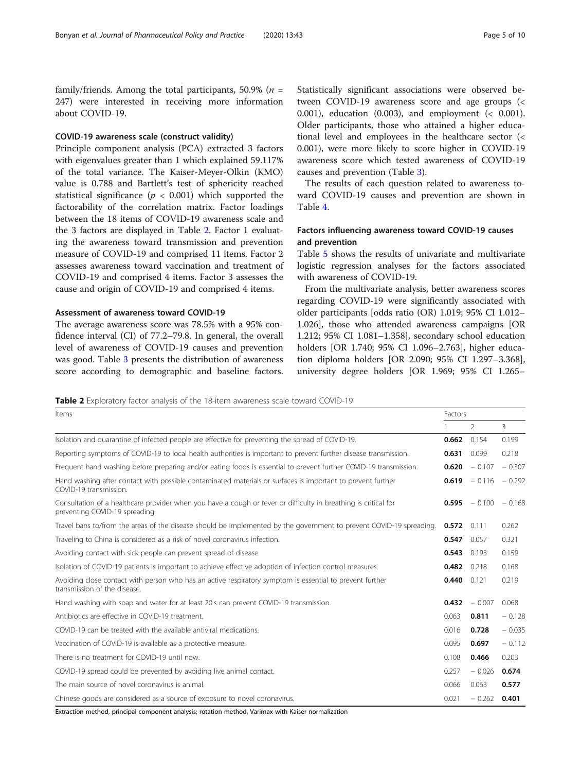family/friends. Among the total participants, 50.9% ($n$ = 247) were interested in receiving more information about COVID-19.

### COVID-19 awareness scale (construct validity)

Principle component analysis (PCA) extracted 3 factors with eigenvalues greater than 1 which explained 59.117% of the total variance. The Kaiser-Meyer-Olkin (KMO) value is 0.788 and Bartlett's test of sphericity reached statistical significance ($p$ < 0.001) which supported the factorability of the correlation matrix. Factor loadings between the 18 items of COVID-19 awareness scale and the 3 factors are displayed in Table 2. Factor 1 evaluating the awareness toward transmission and prevention measure of COVID-19 and comprised 11 items. Factor 2 assesses awareness toward vaccination and treatment of COVID-19 and comprised 4 items. Factor 3 assesses the cause and origin of COVID-19 and comprised 4 items.

### Assessment of awareness toward COVID-19

The average awareness score was 78.5% with a 95% confidence interval (CI) of 77.2–79.8. In general, the overall level of awareness of COVID-19 causes and prevention was good. Table 3 presents the distribution of awareness score according to demographic and baseline factors. Statistically significant associations were observed between COVID-19 awareness score and age groups (< 0.001), education (0.003), and employment (< 0.001). Older participants, those who attained a higher educational level and employees in the healthcare sector (< 0.001), were more likely to score higher in COVID-19 awareness score which tested awareness of COVID-19 causes and prevention (Table 3).

The results of each question related to awareness toward COVID-19 causes and prevention are shown in Table 4.

### Factors influencing awareness toward COVID-19 causes and prevention

Table 5 shows the results of univariate and multivariate logistic regression analyses for the factors associated with awareness of COVID-19.

From the multivariate analysis, better awareness scores regarding COVID-19 were significantly associated with older participants [odds ratio (OR) 1.019; 95% CI 1.012–1.026], those who attended awareness campaigns [OR 1.212; 95% CI 1.081–1.358], secondary school education holders [OR 1.740; 95% CI 1.096–2.763], higher education diploma holders [OR 2.090; 95% CI 1.297–3.368], university degree holders [OR 1.969; 95% CI 1.265–

**Table 2** Exploratory factor analysis of the 18-item awareness scale toward COVID-19

| Items | Factors | | |
|---|---|---|---|
| | 1 | 2 | 3 |
| Isolation and quarantine of infected people are effective for preventing the spread of COVID-19. | **0.662** | 0.154 | 0.199 |
| Reporting symptoms of COVID-19 to local health authorities is important to prevent further disease transmission. | **0.631** | 0.099 | 0.218 |
| Frequent hand washing before preparing and/or eating foods is essential to prevent further COVID-19 transmission. | **0.620** | − 0.107 | − 0.307 |
| Hand washing after contact with possible contaminated materials or surfaces is important to prevent further COVID-19 transmission. | **0.619** | − 0.116 | − 0.292 |
| Consultation of a healthcare provider when you have a cough or fever or difficulty in breathing is critical for preventing COVID-19 spreading. | **0.595** | − 0.100 | − 0.168 |
| Travel bans to/from the areas of the disease should be implemented by the government to prevent COVID-19 spreading. | **0.572** | 0.111 | 0.262 |
| Traveling to China is considered as a risk of novel coronavirus infection. | **0.547** | 0.057 | 0.321 |
| Avoiding contact with sick people can prevent spread of disease. | **0.543** | 0.193 | 0.159 |
| Isolation of COVID-19 patients is important to achieve effective adoption of infection control measures. | **0.482** | 0.218 | 0.168 |
| Avoiding close contact with person who has an active respiratory symptom is essential to prevent further transmission of the disease. | **0.440** | 0.121 | 0.219 |
| Hand washing with soap and water for at least 20 s can prevent COVID-19 transmission. | **0.432** | − 0.007 | 0.068 |
| Antibiotics are effective in COVID-19 treatment. | 0.063 | **0.811** | − 0.128 |
| COVID-19 can be treated with the available antiviral medications. | 0.016 | **0.728** | − 0.035 |
| Vaccination of COVID-19 is available as a protective measure. | 0.095 | **0.697** | − 0.112 |
| There is no treatment for COVID-19 until now. | 0.108 | **0.466** | 0.203 |
| COVID-19 spread could be prevented by avoiding live animal contact. | 0.257 | − 0.026 | **0.674** |
| The main source of novel coronavirus is animal. | 0.066 | 0.063 | **0.577** |
| Chinese goods are considered as a source of exposure to novel coronavirus. | 0.021 | − 0.262 | **0.401** |

Extraction method, principal component analysis; rotation method, Varimax with Kaiser normalization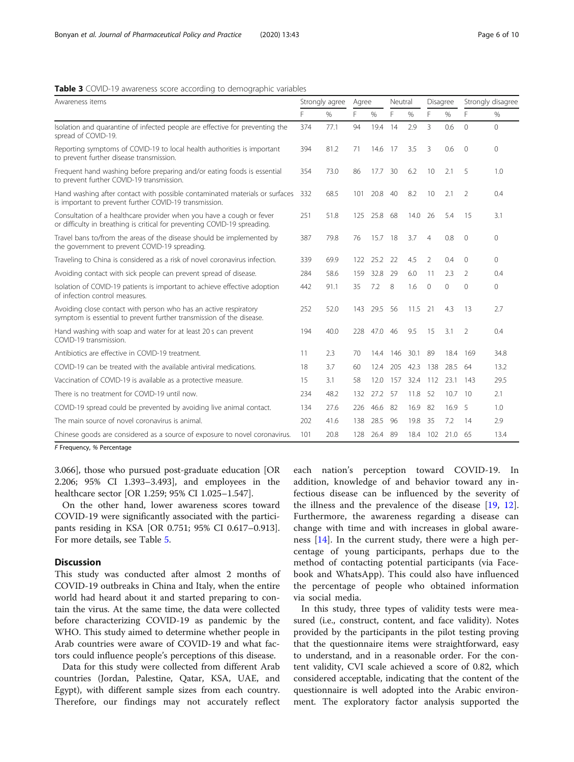**Table 3** COVID-19 awareness score according to demographic variables

| Awareness items | Strongly agree | | Agree | | Neutral | | Disagree | | Strongly disagree | |
|---|---|---|---|---|---|---|---|---|---|---|
| | F | % | F | % | F | % | F | % | F | % |
| Isolation and quarantine of infected people are effective for preventing the spread of COVID-19. | 374 | 77.1 | 94 | 19.4 | 14 | 2.9 | 3 | 0.6 | 0 | 0 |
| Reporting symptoms of COVID-19 to local health authorities is important to prevent further disease transmission. | 394 | 81.2 | 71 | 14.6 | 17 | 3.5 | 3 | 0.6 | 0 | 0 |
| Frequent hand washing before preparing and/or eating foods is essential to prevent further COVID-19 transmission. | 354 | 73.0 | 86 | 17.7 | 30 | 6.2 | 10 | 2.1 | 5 | 1.0 |
| Hand washing after contact with possible contaminated materials or surfaces is important to prevent further COVID-19 transmission. | 332 | 68.5 | 101 | 20.8 | 40 | 8.2 | 10 | 2.1 | 2 | 0.4 |
| Consultation of a healthcare provider when you have a cough or fever or difficulty in breathing is critical for preventing COVID-19 spreading. | 251 | 51.8 | 125 | 25.8 | 68 | 14.0 | 26 | 5.4 | 15 | 3.1 |
| Travel bans to/from the areas of the disease should be implemented by the government to prevent COVID-19 spreading. | 387 | 79.8 | 76 | 15.7 | 18 | 3.7 | 4 | 0.8 | 0 | 0 |
| Traveling to China is considered as a risk of novel coronavirus infection. | 339 | 69.9 | 122 | 25.2 | 22 | 4.5 | 2 | 0.4 | 0 | 0 |
| Avoiding contact with sick people can prevent spread of disease. | 284 | 58.6 | 159 | 32.8 | 29 | 6.0 | 11 | 2.3 | 2 | 0.4 |
| Isolation of COVID-19 patients is important to achieve effective adoption of infection control measures. | 442 | 91.1 | 35 | 7.2 | 8 | 1.6 | 0 | 0 | 0 | 0 |
| Avoiding close contact with person who has an active respiratory symptom is essential to prevent further transmission of the disease. | 252 | 52.0 | 143 | 29.5 | 56 | 11.5 | 21 | 4.3 | 13 | 2.7 |
| Hand washing with soap and water for at least 20 s can prevent COVID-19 transmission. | 194 | 40.0 | 228 | 47.0 | 46 | 9.5 | 15 | 3.1 | 2 | 0.4 |
| Antibiotics are effective in COVID-19 treatment. | 11 | 2.3 | 70 | 14.4 | 146 | 30.1 | 89 | 18.4 | 169 | 34.8 |
| COVID-19 can be treated with the available antiviral medications. | 18 | 3.7 | 60 | 12.4 | 205 | 42.3 | 138 | 28.5 | 64 | 13.2 |
| Vaccination of COVID-19 is available as a protective measure. | 15 | 3.1 | 58 | 12.0 | 157 | 32.4 | 112 | 23.1 | 143 | 29.5 |
| There is no treatment for COVID-19 until now. | 234 | 48.2 | 132 | 27.2 | 57 | 11.8 | 52 | 10.7 | 10 | 2.1 |
| COVID-19 spread could be prevented by avoiding live animal contact. | 134 | 27.6 | 226 | 46.6 | 82 | 16.9 | 82 | 16.9 | 5 | 1.0 |
| The main source of novel coronavirus is animal. | 202 | 41.6 | 138 | 28.5 | 96 | 19.8 | 35 | 7.2 | 14 | 2.9 |
| Chinese goods are considered as a source of exposure to novel coronavirus. | 101 | 20.8 | 128 | 26.4 | 89 | 18.4 | 102 | 21.0 | 65 | 13.4 |

*F* Frequency, *%* Percentage

3.066], those who pursued post-graduate education [OR 2.206; 95% CI 1.393–3.493], and employees in the healthcare sector [OR 1.259; 95% CI 1.025–1.547].

On the other hand, lower awareness scores toward COVID-19 were significantly associated with the participants residing in KSA [OR 0.751; 95% CI 0.617–0.913]. For more details, see Table 5.

## Discussion

This study was conducted after almost 2 months of COVID-19 outbreaks in China and Italy, when the entire world had heard about it and started preparing to contain the virus. At the same time, the data were collected before characterizing COVID-19 as pandemic by the WHO. This study aimed to determine whether people in Arab countries were aware of COVID-19 and what factors could influence people's perceptions of this disease.

Data for this study were collected from different Arab countries (Jordan, Palestine, Qatar, KSA, UAE, and Egypt), with different sample sizes from each country. Therefore, our findings may not accurately reflect each nation's perception toward COVID-19. In addition, knowledge of and behavior toward any infectious disease can be influenced by the severity of the illness and the prevalence of the disease [19, 12]. Furthermore, the awareness regarding a disease can change with time and with increases in global awareness [14]. In the current study, there were a high percentage of young participants, perhaps due to the method of contacting potential participants (via Facebook and WhatsApp). This could also have influenced the percentage of people who obtained information via social media.

In this study, three types of validity tests were measured (i.e., construct, content, and face validity). Notes provided by the participants in the pilot testing proving that the questionnaire items were straightforward, easy to understand, and in a reasonable order. For the content validity, CVI scale achieved a score of 0.82, which considered acceptable, indicating that the content of the questionnaire is well adopted into the Arabic environment. The exploratory factor analysis supported the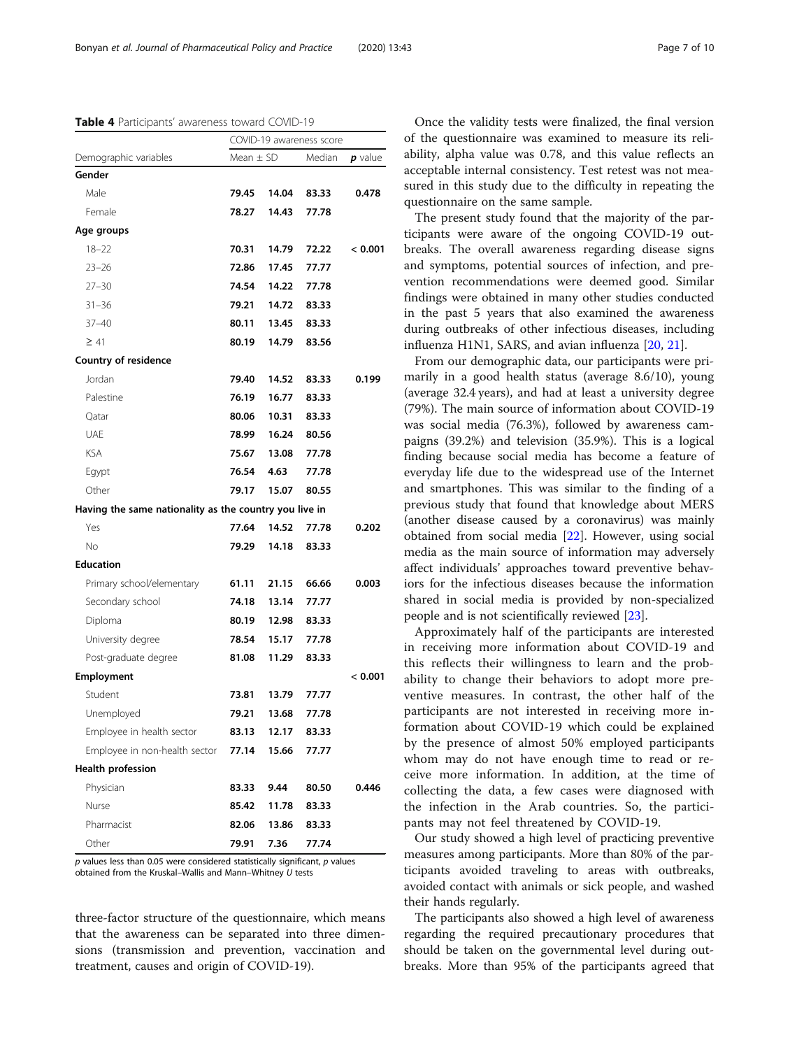**Table 4** Participants' awareness toward COVID-19

| Demographic variables | COVID-19 awareness score | | | |
|---|---|---|---|---|
| | Mean ± SD | | Median | *p* value |
| **Gender** | | | | |
| Male | **79.45** | **14.04** | **83.33** | **0.478** |
| Female | **78.27** | **14.43** | **77.78** | |
| **Age groups** | | | | |
| 18–22 | **70.31** | **14.79** | **72.22** | **< 0.001** |
| 23–26 | **72.86** | **17.45** | **77.77** | |
| 27–30 | **74.54** | **14.22** | **77.78** | |
| 31–36 | **79.21** | **14.72** | **83.33** | |
| 37–40 | **80.11** | **13.45** | **83.33** | |
| ≥ 41 | **80.19** | **14.79** | **83.56** | |
| **Country of residence** | | | | |
| Jordan | **79.40** | **14.52** | **83.33** | **0.199** |
| Palestine | **76.19** | **16.77** | **83.33** | |
| Qatar | **80.06** | **10.31** | **83.33** | |
| UAE | **78.99** | **16.24** | **80.56** | |
| KSA | **75.67** | **13.08** | **77.78** | |
| Egypt | **76.54** | **4.63** | **77.78** | |
| Other | **79.17** | **15.07** | **80.55** | |
| **Having the same nationality as the country you live in** | | | | |
| Yes | **77.64** | **14.52** | **77.78** | **0.202** |
| No | **79.29** | **14.18** | **83.33** | |
| **Education** | | | | |
| Primary school/elementary | **61.11** | **21.15** | **66.66** | **0.003** |
| Secondary school | **74.18** | **13.14** | **77.77** | |
| Diploma | **80.19** | **12.98** | **83.33** | |
| University degree | **78.54** | **15.17** | **77.78** | |
| Post-graduate degree | **81.08** | **11.29** | **83.33** | |
| **Employment** | | | | **< 0.001** |
| Student | **73.81** | **13.79** | **77.77** | |
| Unemployed | **79.21** | **13.68** | **77.78** | |
| Employee in health sector | **83.13** | **12.17** | **83.33** | |
| Employee in non-health sector | **77.14** | **15.66** | **77.77** | |
| **Health profession** | | | | |
| Physician | **83.33** | **9.44** | **80.50** | **0.446** |
| Nurse | **85.42** | **11.78** | **83.33** | |
| Pharmacist | **82.06** | **13.86** | **83.33** | |
| Other | **79.91** | **7.36** | **77.74** | |

*p* values less than 0.05 were considered statistically significant, *p* values obtained from the Kruskal–Wallis and Mann–Whitney *U* tests

three-factor structure of the questionnaire, which means that the awareness can be separated into three dimensions (transmission and prevention, vaccination and treatment, causes and origin of COVID-19).

Once the validity tests were finalized, the final version of the questionnaire was examined to measure its reliability, alpha value was 0.78, and this value reflects an acceptable internal consistency. Test retest was not measured in this study due to the difficulty in repeating the questionnaire on the same sample.

The present study found that the majority of the participants were aware of the ongoing COVID-19 outbreaks. The overall awareness regarding disease signs and symptoms, potential sources of infection, and prevention recommendations were deemed good. Similar findings were obtained in many other studies conducted in the past 5 years that also examined the awareness during outbreaks of other infectious diseases, including influenza H1N1, SARS, and avian influenza [20, 21].

From our demographic data, our participants were primarily in a good health status (average 8.6/10), young (average 32.4 years), and had at least a university degree (79%). The main source of information about COVID-19 was social media (76.3%), followed by awareness campaigns (39.2%) and television (35.9%). This is a logical finding because social media has become a feature of everyday life due to the widespread use of the Internet and smartphones. This was similar to the finding of a previous study that found that knowledge about MERS (another disease caused by a coronavirus) was mainly obtained from social media [22]. However, using social media as the main source of information may adversely affect individuals' approaches toward preventive behaviors for the infectious diseases because the information shared in social media is provided by non-specialized people and is not scientifically reviewed [23].

Approximately half of the participants are interested in receiving more information about COVID-19 and this reflects their willingness to learn and the probability to change their behaviors to adopt more preventive measures. In contrast, the other half of the participants are not interested in receiving more information about COVID-19 which could be explained by the presence of almost 50% employed participants whom may do not have enough time to read or receive more information. In addition, at the time of collecting the data, a few cases were diagnosed with the infection in the Arab countries. So, the participants may not feel threatened by COVID-19.

Our study showed a high level of practicing preventive measures among participants. More than 80% of the participants avoided traveling to areas with outbreaks, avoided contact with animals or sick people, and washed their hands regularly.

The participants also showed a high level of awareness regarding the required precautionary procedures that should be taken on the governmental level during outbreaks. More than 95% of the participants agreed that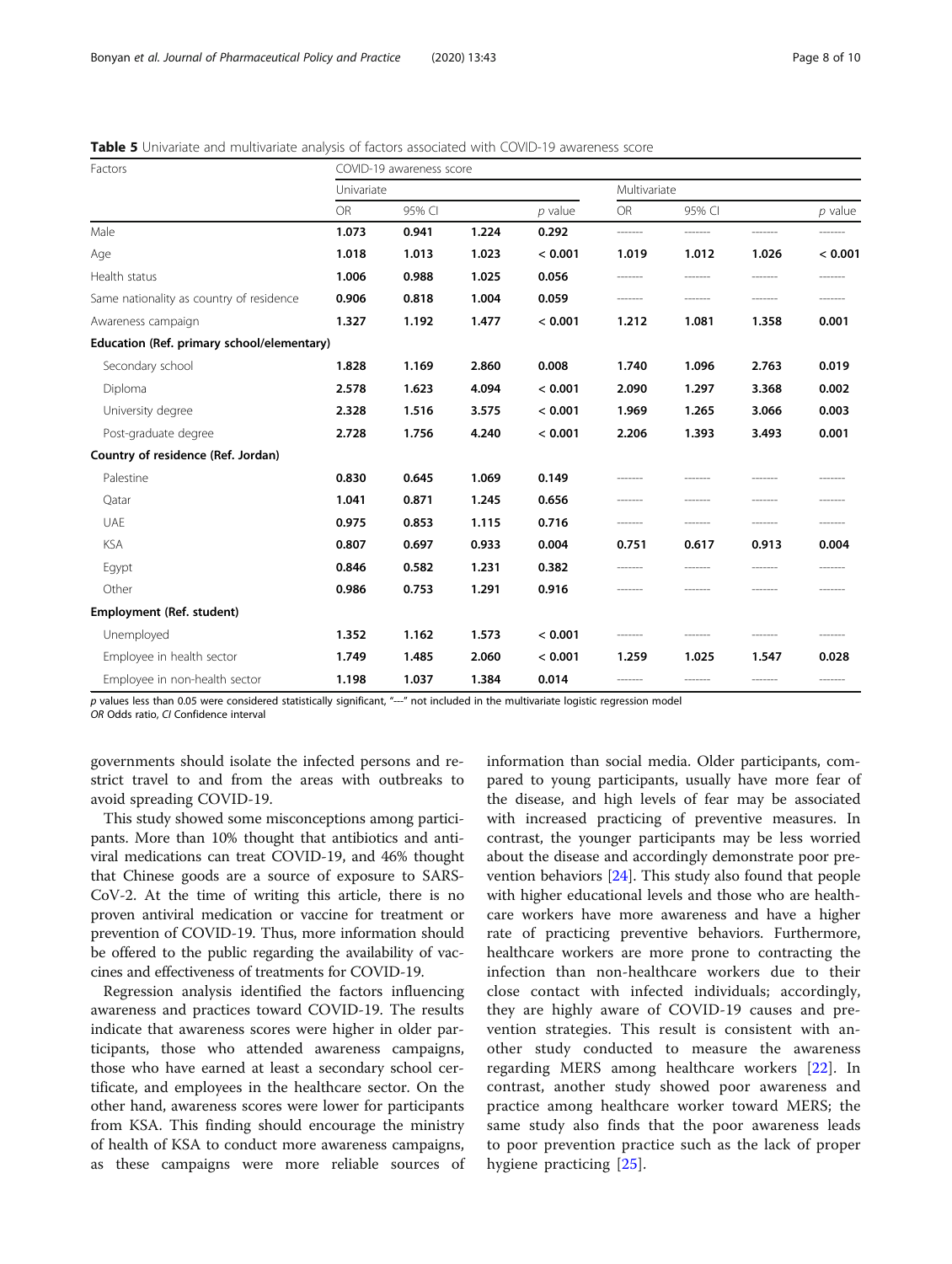**Table 5** Univariate and multivariate analysis of factors associated with COVID-19 awareness score

| Factors | COVID-19 awareness score | | | | | | | |
|---|---|---|---|---|---|---|---|---|
| | Univariate | | | | Multivariate | | | |
| | OR | 95% CI | | *p* value | OR | 95% CI | | *p* value |
| Male | **1.073** | **0.941** | **1.224** | **0.292** | ------- | ------- | ------- | ------- |
| Age | **1.018** | **1.013** | **1.023** | **< 0.001** | **1.019** | **1.012** | **1.026** | **< 0.001** |
| Health status | **1.006** | **0.988** | **1.025** | **0.056** | ------- | ------- | ------- | ------- |
| Same nationality as country of residence | **0.906** | **0.818** | **1.004** | **0.059** | ------- | ------- | ------- | ------- |
| Awareness campaign | **1.327** | **1.192** | **1.477** | **< 0.001** | **1.212** | **1.081** | **1.358** | **0.001** |
| **Education (Ref. primary school/elementary)** | | | | | | | | |
| Secondary school | **1.828** | **1.169** | **2.860** | **0.008** | **1.740** | **1.096** | **2.763** | **0.019** |
| Diploma | **2.578** | **1.623** | **4.094** | **< 0.001** | **2.090** | **1.297** | **3.368** | **0.002** |
| University degree | **2.328** | **1.516** | **3.575** | **< 0.001** | **1.969** | **1.265** | **3.066** | **0.003** |
| Post-graduate degree | **2.728** | **1.756** | **4.240** | **< 0.001** | **2.206** | **1.393** | **3.493** | **0.001** |
| **Country of residence (Ref. Jordan)** | | | | | | | | |
| Palestine | **0.830** | **0.645** | **1.069** | **0.149** | ------- | ------- | ------- | ------- |
| Qatar | **1.041** | **0.871** | **1.245** | **0.656** | ------- | ------- | ------- | ------- |
| UAE | **0.975** | **0.853** | **1.115** | **0.716** | ------- | ------- | ------- | ------- |
| KSA | **0.807** | **0.697** | **0.933** | **0.004** | **0.751** | **0.617** | **0.913** | **0.004** |
| Egypt | **0.846** | **0.582** | **1.231** | **0.382** | ------- | ------- | ------- | ------- |
| Other | **0.986** | **0.753** | **1.291** | **0.916** | ------- | ------- | ------- | ------- |
| **Employment (Ref. student)** | | | | | | | | |
| Unemployed | **1.352** | **1.162** | **1.573** | **< 0.001** | ------- | ------- | ------- | ------- |
| Employee in health sector | **1.749** | **1.485** | **2.060** | **< 0.001** | **1.259** | **1.025** | **1.547** | **0.028** |
| Employee in non-health sector | **1.198** | **1.037** | **1.384** | **0.014** | ------- | ------- | ------- | ------- |

*p* values less than 0.05 were considered statistically significant, "---" not included in the multivariate logistic regression model
*OR* Odds ratio, *CI* Confidence interval

governments should isolate the infected persons and restrict travel to and from the areas with outbreaks to avoid spreading COVID-19.

This study showed some misconceptions among participants. More than 10% thought that antibiotics and antiviral medications can treat COVID-19, and 46% thought that Chinese goods are a source of exposure to SARS-CoV-2. At the time of writing this article, there is no proven antiviral medication or vaccine for treatment or prevention of COVID-19. Thus, more information should be offered to the public regarding the availability of vaccines and effectiveness of treatments for COVID-19.

Regression analysis identified the factors influencing awareness and practices toward COVID-19. The results indicate that awareness scores were higher in older participants, those who attended awareness campaigns, those who have earned at least a secondary school certificate, and employees in the healthcare sector. On the other hand, awareness scores were lower for participants from KSA. This finding should encourage the ministry of health of KSA to conduct more awareness campaigns, as these campaigns were more reliable sources of information than social media. Older participants, compared to young participants, usually have more fear of the disease, and high levels of fear may be associated with increased practicing of preventive measures. In contrast, the younger participants may be less worried about the disease and accordingly demonstrate poor prevention behaviors [24]. This study also found that people with higher educational levels and those who are healthcare workers have more awareness and have a higher rate of practicing preventive behaviors. Furthermore, healthcare workers are more prone to contracting the infection than non-healthcare workers due to their close contact with infected individuals; accordingly, they are highly aware of COVID-19 causes and prevention strategies. This result is consistent with another study conducted to measure the awareness regarding MERS among healthcare workers [22]. In contrast, another study showed poor awareness and practice among healthcare worker toward MERS; the same study also finds that the poor awareness leads to poor prevention practice such as the lack of proper hygiene practicing [25].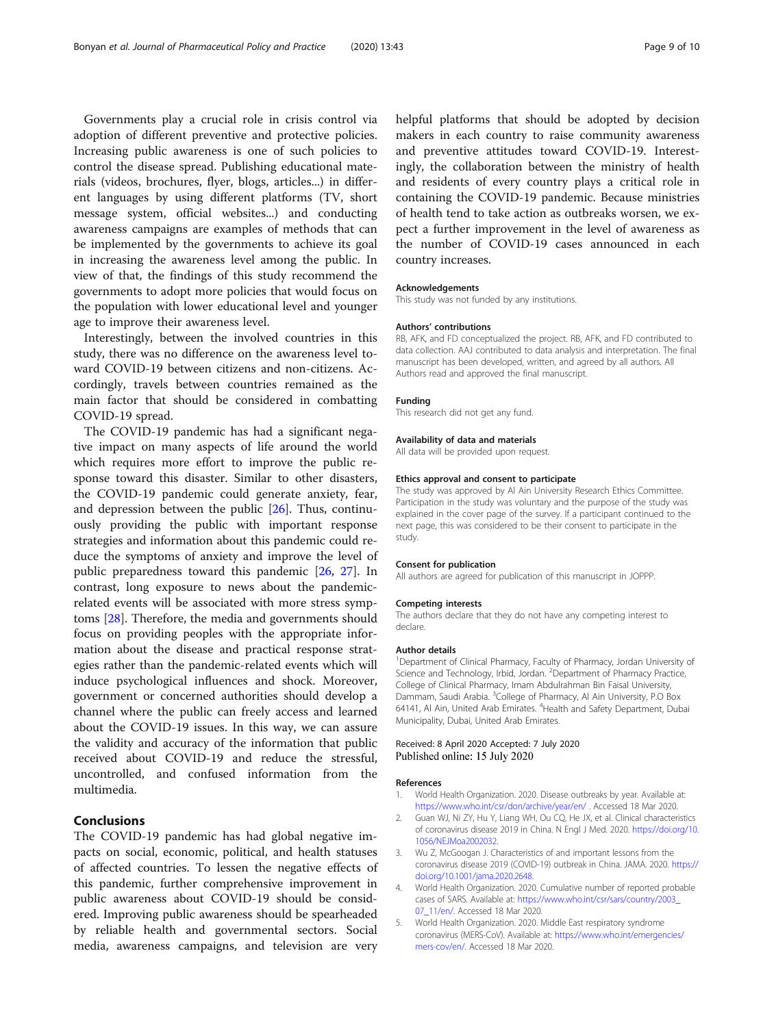Governments play a crucial role in crisis control via adoption of different preventive and protective policies. Increasing public awareness is one of such policies to control the disease spread. Publishing educational materials (videos, brochures, flyer, blogs, articles...) in different languages by using different platforms (TV, short message system, official websites...) and conducting awareness campaigns are examples of methods that can be implemented by the governments to achieve its goal in increasing the awareness level among the public. In view of that, the findings of this study recommend the governments to adopt more policies that would focus on the population with lower educational level and younger age to improve their awareness level.

Interestingly, between the involved countries in this study, there was no difference on the awareness level toward COVID-19 between citizens and non-citizens. Accordingly, travels between countries remained as the main factor that should be considered in combatting COVID-19 spread.

The COVID-19 pandemic has had a significant negative impact on many aspects of life around the world which requires more effort to improve the public response toward this disaster. Similar to other disasters, the COVID-19 pandemic could generate anxiety, fear, and depression between the public [26]. Thus, continuously providing the public with important response strategies and information about this pandemic could reduce the symptoms of anxiety and improve the level of public preparedness toward this pandemic [26, 27]. In contrast, long exposure to news about the pandemic-related events will be associated with more stress symptoms [28]. Therefore, the media and governments should focus on providing peoples with the appropriate information about the disease and practical response strategies rather than the pandemic-related events which will induce psychological influences and shock. Moreover, government or concerned authorities should develop a channel where the public can freely access and learned about the COVID-19 issues. In this way, we can assure the validity and accuracy of the information that public received about COVID-19 and reduce the stressful, uncontrolled, and confused information from the multimedia.

## Conclusions

The COVID-19 pandemic has had global negative impacts on social, economic, political, and health statuses of affected countries. To lessen the negative effects of this pandemic, further comprehensive improvement in public awareness about COVID-19 should be considered. Improving public awareness should be spearheaded by reliable health and governmental sectors. Social media, awareness campaigns, and television are very helpful platforms that should be adopted by decision makers in each country to raise community awareness and preventive attitudes toward COVID-19. Interestingly, the collaboration between the ministry of health and residents of every country plays a critical role in containing the COVID-19 pandemic. Because ministries of health tend to take action as outbreaks worsen, we expect a further improvement in the level of awareness as the number of COVID-19 cases announced in each country increases.

#### Acknowledgements

This study was not funded by any institutions.

#### Authors' contributions

RB, AFK, and FD conceptualized the project. RB, AFK, and FD contributed to data collection. AAJ contributed to data analysis and interpretation. The final manuscript has been developed, written, and agreed by all authors. All Authors read and approved the final manuscript.

#### Funding

This research did not get any fund.

#### Availability of data and materials

All data will be provided upon request.

#### Ethics approval and consent to participate

The study was approved by Al Ain University Research Ethics Committee. Participation in the study was voluntary and the purpose of the study was explained in the cover page of the survey. If a participant continued to the next page, this was considered to be their consent to participate in the study.

#### Consent for publication

All authors are agreed for publication of this manuscript in JOPPP.

#### Competing interests

The authors declare that they do not have any competing interest to declare.

#### Author details

[1]Department of Clinical Pharmacy, Faculty of Pharmacy, Jordan University of Science and Technology, Irbid, Jordan. [2]Department of Pharmacy Practice, College of Clinical Pharmacy, Imam Abdulrahman Bin Faisal University, Dammam, Saudi Arabia. [3]College of Pharmacy, Al Ain University, P.O Box 64141, Al Ain, United Arab Emirates. [4]Health and Safety Department, Dubai Municipality, Dubai, United Arab Emirates.

Received: 8 April 2020 Accepted: 7 July 2020
Published online: 15 July 2020

#### References

1. World Health Organization. 2020. Disease outbreaks by year. Available at: https://www.who.int/csr/don/archive/year/en/ . Accessed 18 Mar 2020.
2. Guan WJ, Ni ZY, Hu Y, Liang WH, Ou CQ, He JX, et al. Clinical characteristics of coronavirus disease 2019 in China. N Engl J Med. 2020. https://doi.org/10.1056/NEJMoa2002032.
3. Wu Z, McGoogan J. Characteristics of and important lessons from the coronavirus disease 2019 (COVID-19) outbreak in China. JAMA. 2020. https://doi.org/10.1001/jama.2020.2648.
4. World Health Organization. 2020. Cumulative number of reported probable cases of SARS. Available at: https://www.who.int/csr/sars/country/2003_07_11/en/. Accessed 18 Mar 2020.
5. World Health Organization. 2020. Middle East respiratory syndrome coronavirus (MERS-CoV). Available at: https://www.who.int/emergencies/mers-cov/en/. Accessed 18 Mar 2020.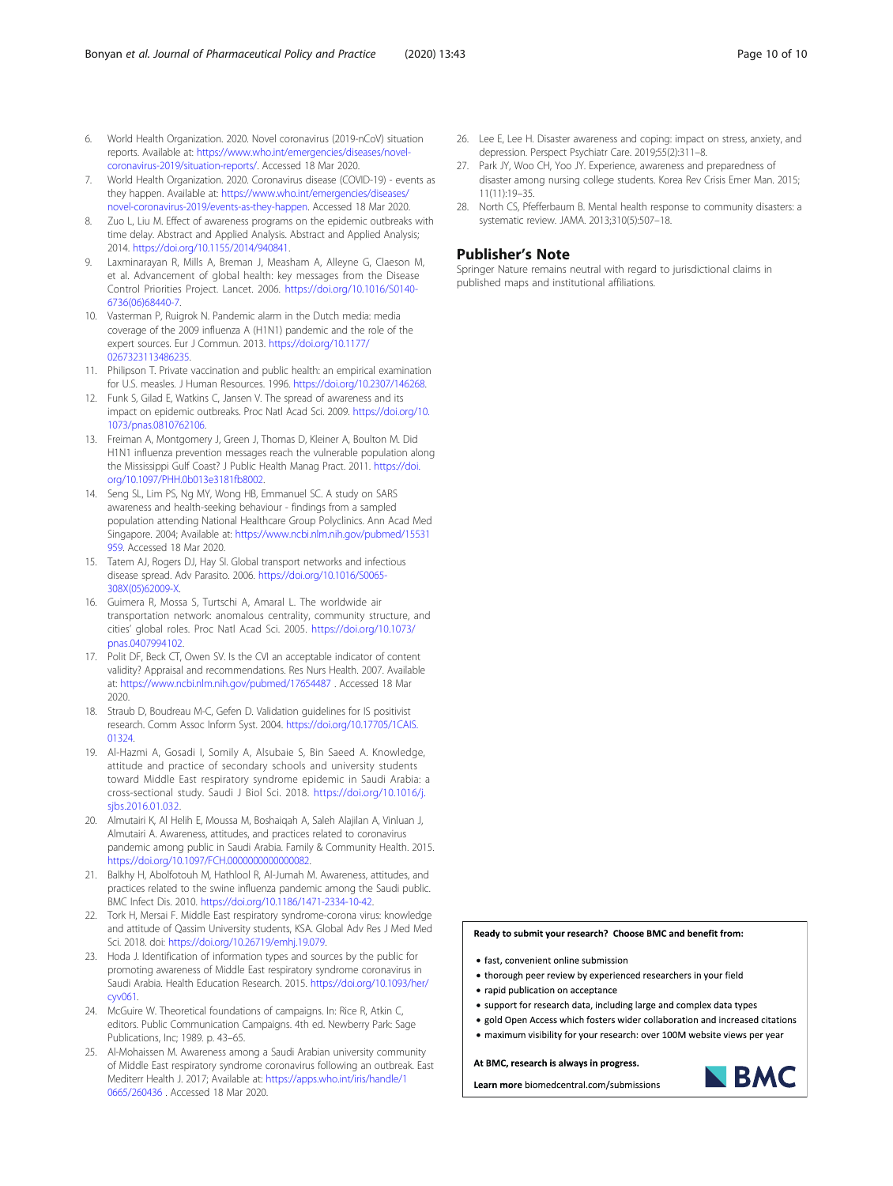6. World Health Organization. 2020. Novel coronavirus (2019-nCoV) situation reports. Available at: https://www.who.int/emergencies/diseases/novel-coronavirus-2019/situation-reports/. Accessed 18 Mar 2020.
7. World Health Organization. 2020. Coronavirus disease (COVID-19) - events as they happen. Available at: https://www.who.int/emergencies/diseases/novel-coronavirus-2019/events-as-they-happen. Accessed 18 Mar 2020.
8. Zuo L, Liu M. Effect of awareness programs on the epidemic outbreaks with time delay. Abstract and Applied Analysis. Abstract and Applied Analysis; 2014. https://doi.org/10.1155/2014/940841.
9. Laxminarayan R, Mills A, Breman J, Measham A, Alleyne G, Claeson M, et al. Advancement of global health: key messages from the Disease Control Priorities Project. Lancet. 2006. https://doi.org/10.1016/S0140-6736(06)68440-7.
10. Vasterman P, Ruigrok N. Pandemic alarm in the Dutch media: media coverage of the 2009 influenza A (H1N1) pandemic and the role of the expert sources. Eur J Commun. 2013. https://doi.org/10.1177/0267323113486235.
11. Philipson T. Private vaccination and public health: an empirical examination for U.S. measles. J Human Resources. 1996. https://doi.org/10.2307/146268.
12. Funk S, Gilad E, Watkins C, Jansen V. The spread of awareness and its impact on epidemic outbreaks. Proc Natl Acad Sci. 2009. https://doi.org/10.1073/pnas.0810762106.
13. Freiman A, Montgomery J, Green J, Thomas D, Kleiner A, Boulton M. Did H1N1 influenza prevention messages reach the vulnerable population along the Mississippi Gulf Coast? J Public Health Manag Pract. 2011. https://doi.org/10.1097/PHH.0b013e3181fb8002.
14. Seng SL, Lim PS, Ng MY, Wong HB, Emmanuel SC. A study on SARS awareness and health-seeking behaviour - findings from a sampled population attending National Healthcare Group Polyclinics. Ann Acad Med Singapore. 2004; Available at: https://www.ncbi.nlm.nih.gov/pubmed/15531959. Accessed 18 Mar 2020.
15. Tatem AJ, Rogers DJ, Hay SI. Global transport networks and infectious disease spread. Adv Parasito. 2006. https://doi.org/10.1016/S0065-308X(05)62009-X.
16. Guimera R, Mossa S, Turtschi A, Amaral L. The worldwide air transportation network: anomalous centrality, community structure, and cities' global roles. Proc Natl Acad Sci. 2005. https://doi.org/10.1073/pnas.0407994102.
17. Polit DF, Beck CT, Owen SV. Is the CVI an acceptable indicator of content validity? Appraisal and recommendations. Res Nurs Health. 2007. Available at: https://www.ncbi.nlm.nih.gov/pubmed/17654487 . Accessed 18 Mar 2020.
18. Straub D, Boudreau M-C, Gefen D. Validation guidelines for IS positivist research. Comm Assoc Inform Syst. 2004. https://doi.org/10.17705/1CAIS.01324.
19. Al-Hazmi A, Gosadi I, Somily A, Alsubaie S, Bin Saeed A. Knowledge, attitude and practice of secondary schools and university students toward Middle East respiratory syndrome epidemic in Saudi Arabia: a cross-sectional study. Saudi J Biol Sci. 2018. https://doi.org/10.1016/j.sjbs.2016.01.032.
20. Almutairi K, Al Helih E, Moussa M, Boshaiqah A, Saleh Alajilan A, Vinluan J, Almutairi A. Awareness, attitudes, and practices related to coronavirus pandemic among public in Saudi Arabia. Family & Community Health. 2015. https://doi.org/10.1097/FCH.0000000000000082.
21. Balkhy H, Abolfotouh M, Hathlool R, Al-Jumah M. Awareness, attitudes, and practices related to the swine influenza pandemic among the Saudi public. BMC Infect Dis. 2010. https://doi.org/10.1186/1471-2334-10-42.
22. Tork H, Mersai F. Middle East respiratory syndrome-corona virus: knowledge and attitude of Qassim University students, KSA. Global Adv Res J Med Med Sci. 2018. doi: https://doi.org/10.26719/emhj.19.079.
23. Hoda J. Identification of information types and sources by the public for promoting awareness of Middle East respiratory syndrome coronavirus in Saudi Arabia. Health Education Research. 2015. https://doi.org/10.1093/her/cyv061.
24. McGuire W. Theoretical foundations of campaigns. In: Rice R, Atkin C, editors. Public Communication Campaigns. 4th ed. Newberry Park: Sage Publications, Inc; 1989. p. 43–65.
25. Al-Mohaissen M. Awareness among a Saudi Arabian university community of Middle East respiratory syndrome coronavirus following an outbreak. East Mediterr Health J. 2017; Available at: https://apps.who.int/iris/handle/10665/260436 . Accessed 18 Mar 2020.
26. Lee E, Lee H. Disaster awareness and coping: impact on stress, anxiety, and depression. Perspect Psychiatr Care. 2019;55(2):311–8.
27. Park JY, Woo CH, Yoo JY. Experience, awareness and preparedness of disaster among nursing college students. Korea Rev Crisis Emer Man. 2015; 11(11):19–35.
28. North CS, Pfefferbaum B. Mental health response to community disasters: a systematic review. JAMA. 2013;310(5):507–18.

## Publisher's Note

Springer Nature remains neutral with regard to jurisdictional claims in published maps and institutional affiliations.

**Ready to submit your research? Choose BMC and benefit from:**

- fast, convenient online submission
- thorough peer review by experienced researchers in your field
- rapid publication on acceptance
- support for research data, including large and complex data types
- gold Open Access which fosters wider collaboration and increased citations
- maximum visibility for your research: over 100M website views per year

**At BMC, research is always in progress.**

**Learn more** biomedcentral.com/submissions

BMC